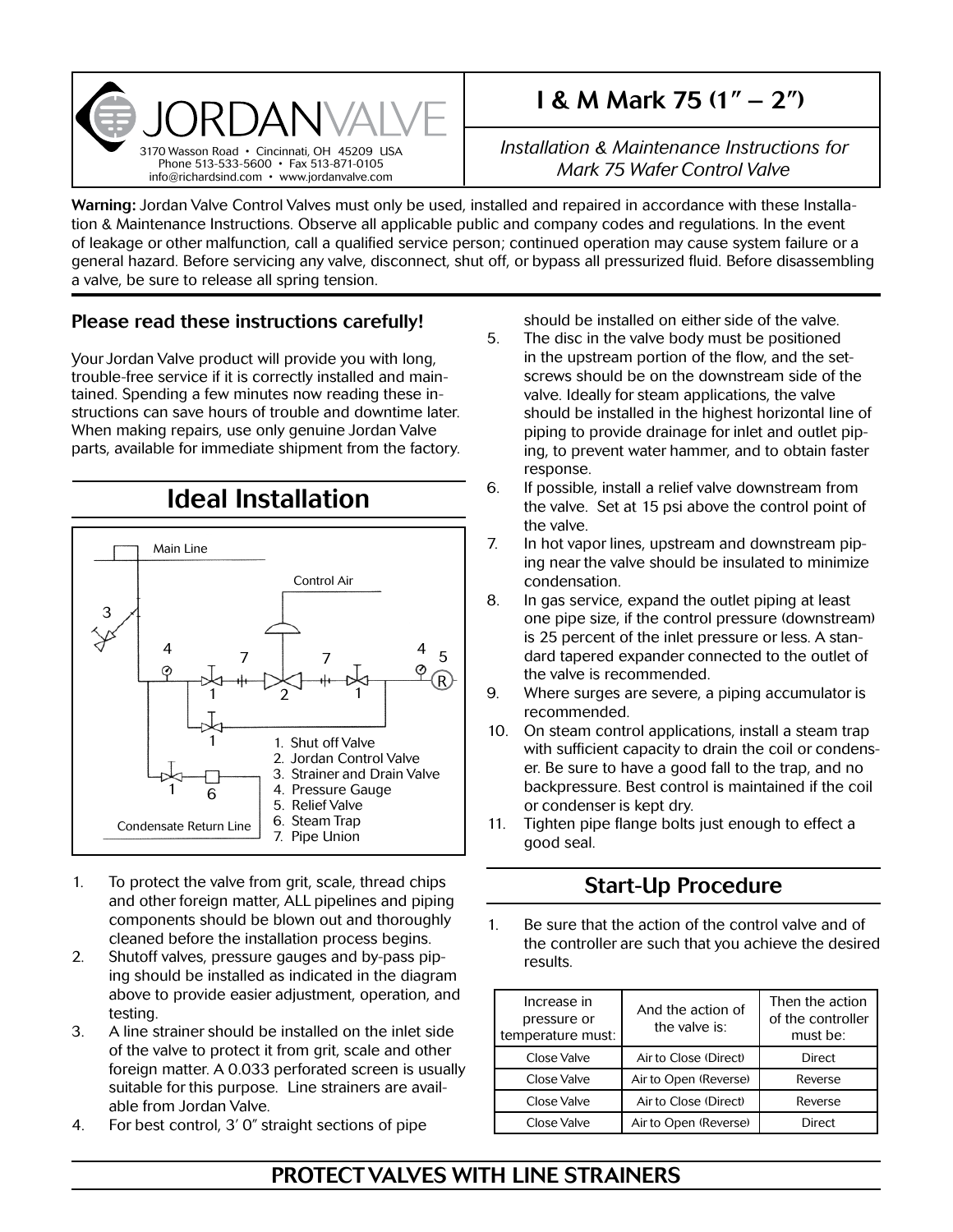# I & M Mark 75 (1" – 2")

*Installation & Maintenance Instructions for Mark 75 Wafer Control Valve*

JORDANVALVE
3170 Wasson Road • Cincinnati, OH 45209 USA
Phone 513-533-5600 • Fax 513-871-0105
info@richardsind.com • www.jordanvalve.com

**Warning:** Jordan Valve Control Valves must only be used, installed and repaired in accordance with these Installation & Maintenance Instructions. Observe all applicable public and company codes and regulations. In the event of leakage or other malfunction, call a qualified service person; continued operation may cause system failure or a general hazard. Before servicing any valve, disconnect, shut off, or bypass all pressurized fluid. Before disassembling a valve, be sure to release all spring tension.

### Please read these instructions carefully!

Your Jordan Valve product will provide you with long, trouble-free service if it is correctly installed and maintained. Spending a few minutes now reading these instructions can save hours of trouble and downtime later. When making repairs, use only genuine Jordan Valve parts, available for immediate shipment from the factory.

## Ideal Installation

Main Line

Control Air

Condensate Return Line

1. Shut off Valve
2. Jordan Control Valve
3. Strainer and Drain Valve
4. Pressure Gauge
5. Relief Valve
6. Steam Trap
7. Pipe Union

1. To protect the valve from grit, scale, thread chips and other foreign matter, ALL pipelines and piping components should be blown out and thoroughly cleaned before the installation process begins.
2. Shutoff valves, pressure gauges and by-pass piping should be installed as indicated in the diagram above to provide easier adjustment, operation, and testing.
3. A line strainer should be installed on the inlet side of the valve to protect it from grit, scale and other foreign matter. A 0.033 perforated screen is usually suitable for this purpose. Line strainers are available from Jordan Valve.
4. For best control, 3' 0" straight sections of pipe should be installed on either side of the valve.
5. The disc in the valve body must be positioned in the upstream portion of the flow, and the setscrews should be on the downstream side of the valve. Ideally for steam applications, the valve should be installed in the highest horizontal line of piping to provide drainage for inlet and outlet piping, to prevent water hammer, and to obtain faster response.
6. If possible, install a relief valve downstream from the valve. Set at 15 psi above the control point of the valve.
7. In hot vapor lines, upstream and downstream piping near the valve should be insulated to minimize condensation.
8. In gas service, expand the outlet piping at least one pipe size, if the control pressure (downstream) is 25 percent of the inlet pressure or less. A standard tapered expander connected to the outlet of the valve is recommended.
9. Where surges are severe, a piping accumulator is recommended.
10. On steam control applications, install a steam trap with sufficient capacity to drain the coil or condenser. Be sure to have a good fall to the trap, and no backpressure. Best control is maintained if the coil or condenser is kept dry.
11. Tighten pipe flange bolts just enough to effect a good seal.

## Start-Up Procedure

1. Be sure that the action of the control valve and of the controller are such that you achieve the desired results.

| Increase in pressure or temperature must: | And the action of the valve is: | Then the action of the controller must be: |
|---|---|---|
| Close Valve | Air to Close (Direct) | Direct |
| Close Valve | Air to Open (Reverse) | Reverse |
| Close Valve | Air to Close (Direct) | Reverse |
| Close Valve | Air to Open (Reverse) | Direct |

## PROTECT VALVES WITH LINE STRAINERS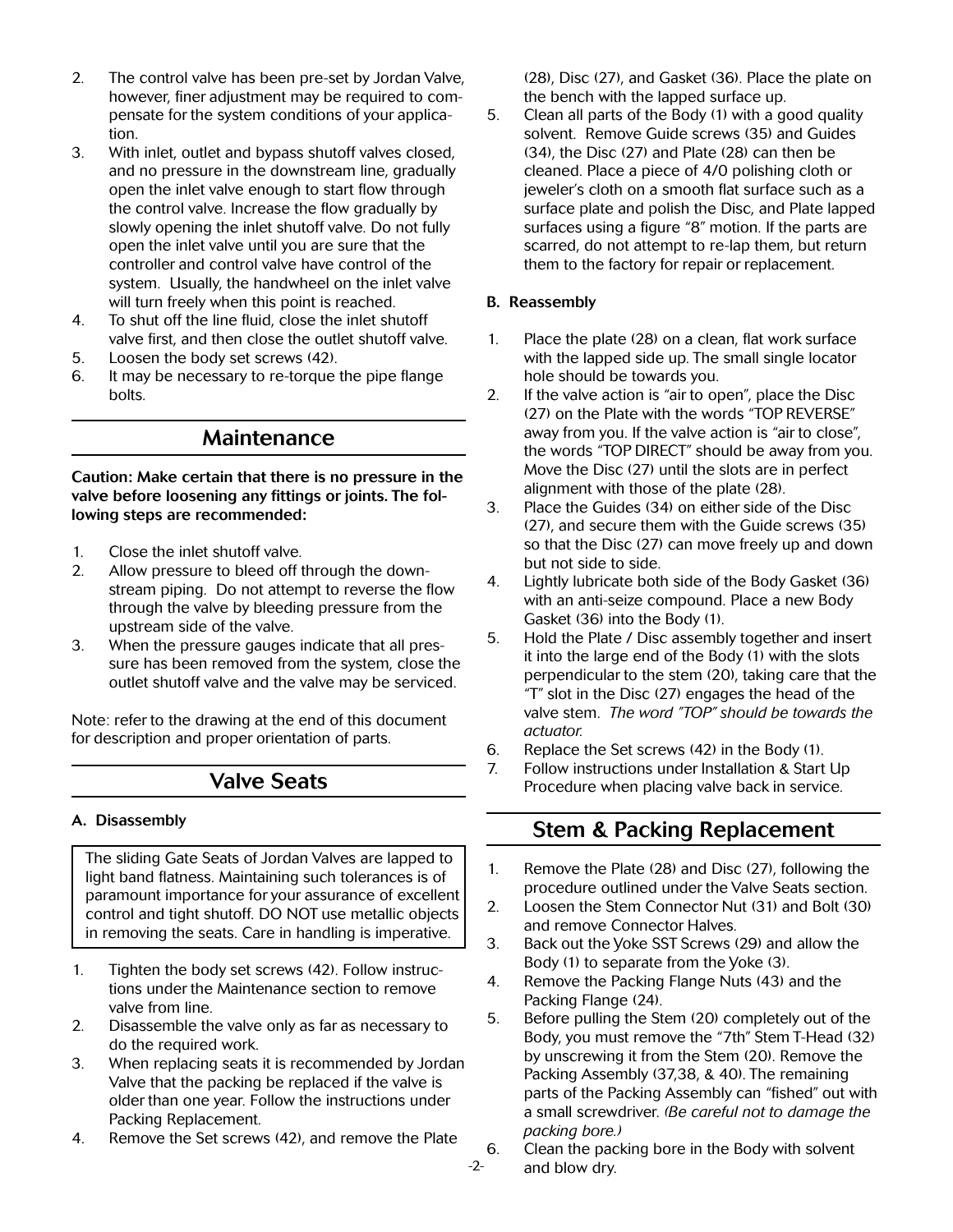2. The control valve has been pre-set by Jordan Valve, however, finer adjustment may be required to compensate for the system conditions of your application.
3. With inlet, outlet and bypass shutoff valves closed, and no pressure in the downstream line, gradually open the inlet valve enough to start flow through the control valve. Increase the flow gradually by slowly opening the inlet shutoff valve. Do not fully open the inlet valve until you are sure that the controller and control valve have control of the system. Usually, the handwheel on the inlet valve will turn freely when this point is reached.
4. To shut off the line fluid, close the inlet shutoff valve first, and then close the outlet shutoff valve.
5. Loosen the body set screws (42).
6. It may be necessary to re-torque the pipe flange bolts.

## Maintenance

**Caution: Make certain that there is no pressure in the valve before loosening any fittings or joints. The following steps are recommended:**

1. Close the inlet shutoff valve.
2. Allow pressure to bleed off through the downstream piping. Do not attempt to reverse the flow through the valve by bleeding pressure from the upstream side of the valve.
3. When the pressure gauges indicate that all pressure has been removed from the system, close the outlet shutoff valve and the valve may be serviced.

Note: refer to the drawing at the end of this document for description and proper orientation of parts.

## Valve Seats

### A. Disassembly

The sliding Gate Seats of Jordan Valves are lapped to light band flatness. Maintaining such tolerances is of paramount importance for your assurance of excellent control and tight shutoff. DO NOT use metallic objects in removing the seats. Care in handling is imperative.

1. Tighten the body set screws (42). Follow instructions under the Maintenance section to remove valve from line.
2. Disassemble the valve only as far as necessary to do the required work.
3. When replacing seats it is recommended by Jordan Valve that the packing be replaced if the valve is older than one year. Follow the instructions under Packing Replacement.
4. Remove the Set screws (42), and remove the Plate (28), Disc (27), and Gasket (36). Place the plate on the bench with the lapped surface up.
5. Clean all parts of the Body (1) with a good quality solvent. Remove Guide screws (35) and Guides (34), the Disc (27) and Plate (28) can then be cleaned. Place a piece of 4/0 polishing cloth or jeweler's cloth on a smooth flat surface such as a surface plate and polish the Disc, and Plate lapped surfaces using a figure "8" motion. If the parts are scarred, do not attempt to re-lap them, but return them to the factory for repair or replacement.

### B. Reassembly

1. Place the plate (28) on a clean, flat work surface with the lapped side up. The small single locator hole should be towards you.
2. If the valve action is "air to open", place the Disc (27) on the Plate with the words "TOP REVERSE" away from you. If the valve action is "air to close", the words "TOP DIRECT" should be away from you. Move the Disc (27) until the slots are in perfect alignment with those of the plate (28).
3. Place the Guides (34) on either side of the Disc (27), and secure them with the Guide screws (35) so that the Disc (27) can move freely up and down but not side to side.
4. Lightly lubricate both side of the Body Gasket (36) with an anti-seize compound. Place a new Body Gasket (36) into the Body (1).
5. Hold the Plate / Disc assembly together and insert it into the large end of the Body (1) with the slots perpendicular to the stem (20), taking care that the "T" slot in the Disc (27) engages the head of the valve stem. *The word "TOP" should be towards the actuator.*
6. Replace the Set screws (42) in the Body (1).
7. Follow instructions under Installation & Start Up Procedure when placing valve back in service.

## Stem & Packing Replacement

1. Remove the Plate (28) and Disc (27), following the procedure outlined under the Valve Seats section.
2. Loosen the Stem Connector Nut (31) and Bolt (30) and remove Connector Halves.
3. Back out the Yoke SST Screws (29) and allow the Body (1) to separate from the Yoke (3).
4. Remove the Packing Flange Nuts (43) and the Packing Flange (24).
5. Before pulling the Stem (20) completely out of the Body, you must remove the "7th" Stem T-Head (32) by unscrewing it from the Stem (20). Remove the Packing Assembly (37,38, & 40). The remaining parts of the Packing Assembly can "fished" out with a small screwdriver. *(Be careful not to damage the packing bore.)*
6. Clean the packing bore in the Body with solvent and blow dry.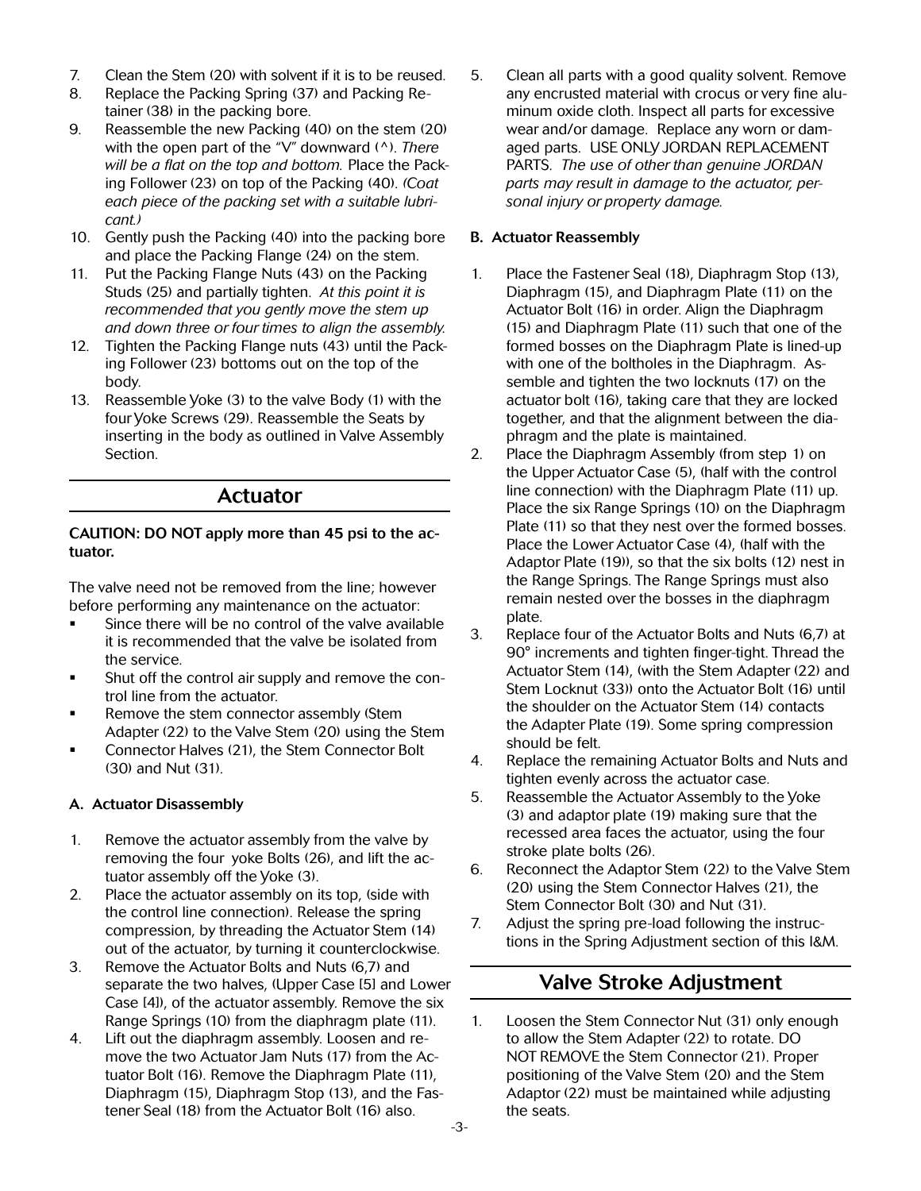7. Clean the Stem (20) with solvent if it is to be reused.
8. Replace the Packing Spring (37) and Packing Retainer (38) in the packing bore.
9. Reassemble the new Packing (40) on the stem (20) with the open part of the "V" downward (^). *There will be a flat on the top and bottom.* Place the Packing Follower (23) on top of the Packing (40). *(Coat each piece of the packing set with a suitable lubricant.)*
10. Gently push the Packing (40) into the packing bore and place the Packing Flange (24) on the stem.
11. Put the Packing Flange Nuts (43) on the Packing Studs (25) and partially tighten. *At this point it is recommended that you gently move the stem up and down three or four times to align the assembly.*
12. Tighten the Packing Flange nuts (43) until the Packing Follower (23) bottoms out on the top of the body.
13. Reassemble Yoke (3) to the valve Body (1) with the four Yoke Screws (29). Reassemble the Seats by inserting in the body as outlined in Valve Assembly Section.

## Actuator

**CAUTION: DO NOT apply more than 45 psi to the actuator.**

The valve need not be removed from the line; however before performing any maintenance on the actuator:

- Since there will be no control of the valve available it is recommended that the valve be isolated from the service.
- Shut off the control air supply and remove the control line from the actuator.
- Remove the stem connector assembly (Stem Adapter (22) to the Valve Stem (20) using the Stem
- Connector Halves (21), the Stem Connector Bolt (30) and Nut (31).

### A. Actuator Disassembly

1. Remove the actuator assembly from the valve by removing the four yoke Bolts (26), and lift the actuator assembly off the Yoke (3).
2. Place the actuator assembly on its top, (side with the control line connection). Release the spring compression, by threading the Actuator Stem (14) out of the actuator, by turning it counterclockwise.
3. Remove the Actuator Bolts and Nuts (6,7) and separate the two halves, (Upper Case [5] and Lower Case [4]), of the actuator assembly. Remove the six Range Springs (10) from the diaphragm plate (11).
4. Lift out the diaphragm assembly. Loosen and remove the two Actuator Jam Nuts (17) from the Actuator Bolt (16). Remove the Diaphragm Plate (11), Diaphragm (15), Diaphragm Stop (13), and the Fastener Seal (18) from the Actuator Bolt (16) also.
5. Clean all parts with a good quality solvent. Remove any encrusted material with crocus or very fine aluminum oxide cloth. Inspect all parts for excessive wear and/or damage. Replace any worn or damaged parts. USE ONLY JORDAN REPLACEMENT PARTS. *The use of other than genuine JORDAN parts may result in damage to the actuator, personal injury or property damage.*

### B. Actuator Reassembly

1. Place the Fastener Seal (18), Diaphragm Stop (13), Diaphragm (15), and Diaphragm Plate (11) on the Actuator Bolt (16) in order. Align the Diaphragm (15) and Diaphragm Plate (11) such that one of the formed bosses on the Diaphragm Plate is lined-up with one of the boltholes in the Diaphragm. Assemble and tighten the two locknuts (17) on the actuator bolt (16), taking care that they are locked together, and that the alignment between the diaphragm and the plate is maintained.
2. Place the Diaphragm Assembly (from step 1) on the Upper Actuator Case (5), (half with the control line connection) with the Diaphragm Plate (11) up. Place the six Range Springs (10) on the Diaphragm Plate (11) so that they nest over the formed bosses. Place the Lower Actuator Case (4), (half with the Adaptor Plate (19)), so that the six bolts (12) nest in the Range Springs. The Range Springs must also remain nested over the bosses in the diaphragm plate.
3. Replace four of the Actuator Bolts and Nuts (6,7) at 90° increments and tighten finger-tight. Thread the Actuator Stem (14), (with the Stem Adapter (22) and Stem Locknut (33)) onto the Actuator Bolt (16) until the shoulder on the Actuator Stem (14) contacts the Adapter Plate (19). Some spring compression should be felt.
4. Replace the remaining Actuator Bolts and Nuts and tighten evenly across the actuator case.
5. Reassemble the Actuator Assembly to the Yoke (3) and adaptor plate (19) making sure that the recessed area faces the actuator, using the four stroke plate bolts (26).
6. Reconnect the Adaptor Stem (22) to the Valve Stem (20) using the Stem Connector Halves (21), the Stem Connector Bolt (30) and Nut (31).
7. Adjust the spring pre-load following the instructions in the Spring Adjustment section of this I&M.

## Valve Stroke Adjustment

1. Loosen the Stem Connector Nut (31) only enough to allow the Stem Adapter (22) to rotate. DO NOT REMOVE the Stem Connector (21). Proper positioning of the Valve Stem (20) and the Stem Adaptor (22) must be maintained while adjusting the seats.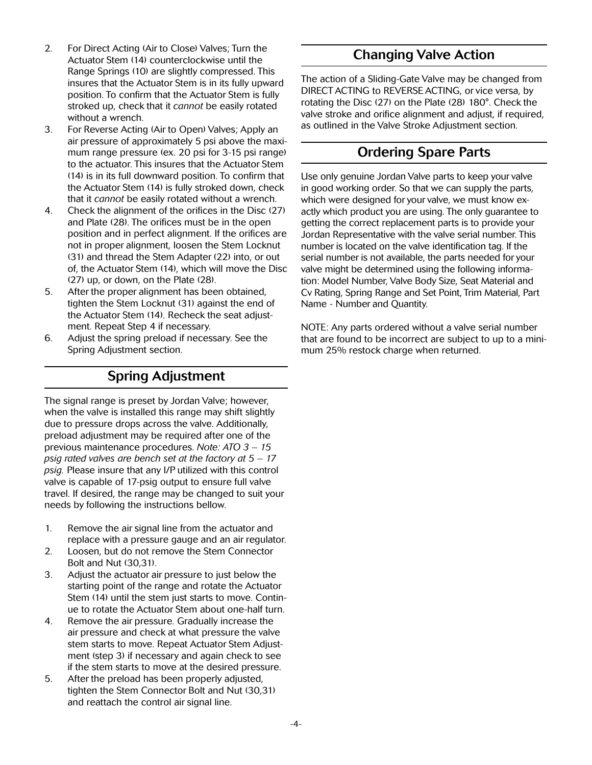2. For Direct Acting (Air to Close) Valves; Turn the Actuator Stem (14) counterclockwise until the Range Springs (10) are slightly compressed. This insures that the Actuator Stem is in its fully upward position. To confirm that the Actuator Stem is fully stroked up, check that it *cannot* be easily rotated without a wrench.
3. For Reverse Acting (Air to Open) Valves; Apply an air pressure of approximately 5 psi above the maximum range pressure (ex. 20 psi for 3-15 psi range) to the actuator. This insures that the Actuator Stem (14) is in its full downward position. To confirm that the Actuator Stem (14) is fully stroked down, check that it *cannot* be easily rotated without a wrench.
4. Check the alignment of the orifices in the Disc (27) and Plate (28). The orifices must be in the open position and in perfect alignment. If the orifices are not in proper alignment, loosen the Stem Locknut (31) and thread the Stem Adapter (22) into, or out of, the Actuator Stem (14), which will move the Disc (27) up, or down, on the Plate (28).
5. After the proper alignment has been obtained, tighten the Stem Locknut (31) against the end of the Actuator Stem (14). Recheck the seat adjustment. Repeat Step 4 if necessary.
6. Adjust the spring preload if necessary. See the Spring Adjustment section.

## Spring Adjustment

The signal range is preset by Jordan Valve; however, when the valve is installed this range may shift slightly due to pressure drops across the valve. Additionally, preload adjustment may be required after one of the previous maintenance procedures. *Note: ATO 3 – 15 psig rated valves are bench set at the factory at 5 – 17 psig.* Please insure that any I/P utilized with this control valve is capable of 17-psig output to ensure full valve travel. If desired, the range may be changed to suit your needs by following the instructions bellow.

1. Remove the air signal line from the actuator and replace with a pressure gauge and an air regulator.
2. Loosen, but do not remove the Stem Connector Bolt and Nut (30,31).
3. Adjust the actuator air pressure to just below the starting point of the range and rotate the Actuator Stem (14) until the stem just starts to move. Continue to rotate the Actuator Stem about one-half turn.
4. Remove the air pressure. Gradually increase the air pressure and check at what pressure the valve stem starts to move. Repeat Actuator Stem Adjustment (step 3) if necessary and again check to see if the stem starts to move at the desired pressure.
5. After the preload has been properly adjusted, tighten the Stem Connector Bolt and Nut (30,31) and reattach the control air signal line.

## Changing Valve Action

The action of a Sliding-Gate Valve may be changed from DIRECT ACTING to REVERSE ACTING, or vice versa, by rotating the Disc (27) on the Plate (28) 180°. Check the valve stroke and orifice alignment and adjust, if required, as outlined in the Valve Stroke Adjustment section.

## Ordering Spare Parts

Use only genuine Jordan Valve parts to keep your valve in good working order. So that we can supply the parts, which were designed for your valve, we must know exactly which product you are using. The only guarantee to getting the correct replacement parts is to provide your Jordan Representative with the valve serial number. This number is located on the valve identification tag. If the serial number is not available, the parts needed for your valve might be determined using the following information: Model Number, Valve Body Size, Seat Material and Cv Rating, Spring Range and Set Point, Trim Material, Part Name - Number and Quantity.

NOTE: Any parts ordered without a valve serial number that are found to be incorrect are subject to up to a minimum 25% restock charge when returned.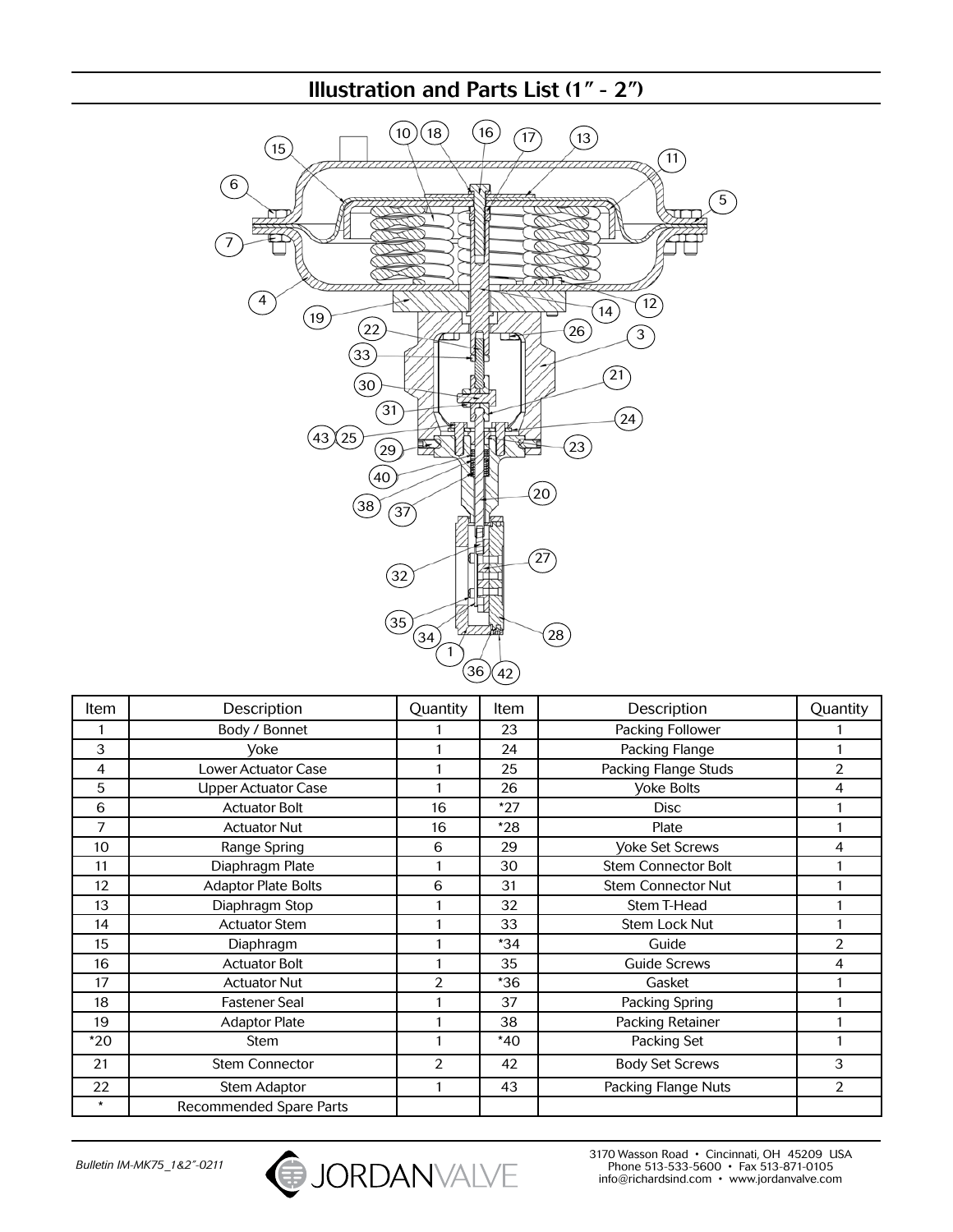## Illustration and Parts List (1" - 2")

| Item | Description | Quantity | Item | Description | Quantity |
|---|---|---|---|---|---|
| 1 | Body / Bonnet | 1 | 23 | Packing Follower | 1 |
| 3 | Yoke | 1 | 24 | Packing Flange | 1 |
| 4 | Lower Actuator Case | 1 | 25 | Packing Flange Studs | 2 |
| 5 | Upper Actuator Case | 1 | 26 | Yoke Bolts | 4 |
| 6 | Actuator Bolt | 16 | *27 | Disc | 1 |
| 7 | Actuator Nut | 16 | *28 | Plate | 1 |
| 10 | Range Spring | 6 | 29 | Yoke Set Screws | 4 |
| 11 | Diaphragm Plate | 1 | 30 | Stem Connector Bolt | 1 |
| 12 | Adaptor Plate Bolts | 6 | 31 | Stem Connector Nut | 1 |
| 13 | Diaphragm Stop | 1 | 32 | Stem T-Head | 1 |
| 14 | Actuator Stem | 1 | 33 | Stem Lock Nut | 1 |
| 15 | Diaphragm | 1 | *34 | Guide | 2 |
| 16 | Actuator Bolt | 1 | 35 | Guide Screws | 4 |
| 17 | Actuator Nut | 2 | *36 | Gasket | 1 |
| 18 | Fastener Seal | 1 | 37 | Packing Spring | 1 |
| 19 | Adaptor Plate | 1 | 38 | Packing Retainer | 1 |
| *20 | Stem | 1 | *40 | Packing Set | 1 |
| 21 | Stem Connector | 2 | 42 | Body Set Screws | 3 |
| 22 | Stem Adaptor | 1 | 43 | Packing Flange Nuts | 2 |
| * | Recommended Spare Parts | | | | |

Bulletin IM-MK75_1&2"-0211

JORDANVALVE

3170 Wasson Road • Cincinnati, OH 45209 USA
Phone 513-533-5600 • Fax 513-871-0105
info@richardsind.com • www.jordanvalve.com